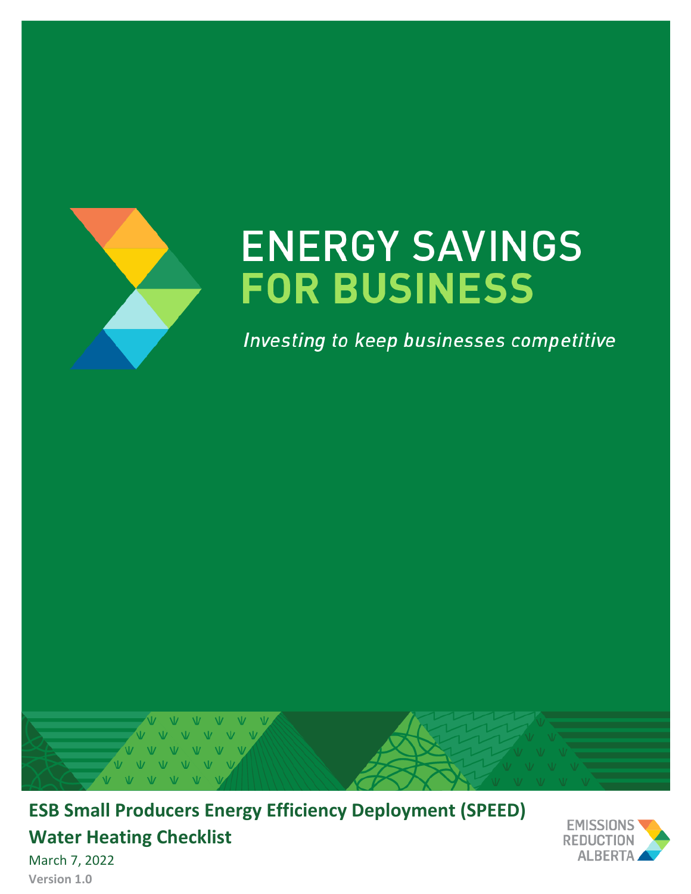# ENERGY SAVINGS FOR BUSINESS

*Investing to keep businesses competitive*

**ESB Small Producers Energy Efficiency Deployment (SPEED)**

**Water Heating Checklist**

March 7, 2022

**Version 1.0**

EMISSIONS REDUCTION ALBERTA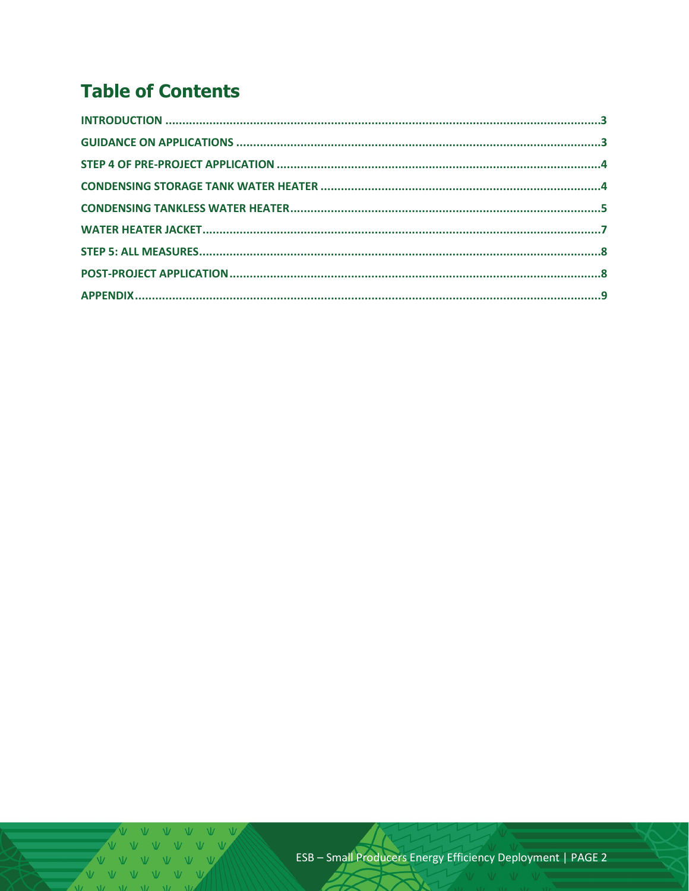# Table of Contents

- INTRODUCTION .......... 3
- GUIDANCE ON APPLICATIONS .......... 3
- STEP 4 OF PRE-PROJECT APPLICATION .......... 4
- CONDENSING STORAGE TANK WATER HEATER .......... 4
- CONDENSING TANKLESS WATER HEATER .......... 5
- WATER HEATER JACKET .......... 7
- STEP 5: ALL MEASURES .......... 8
- POST-PROJECT APPLICATION .......... 8
- APPENDIX .......... 9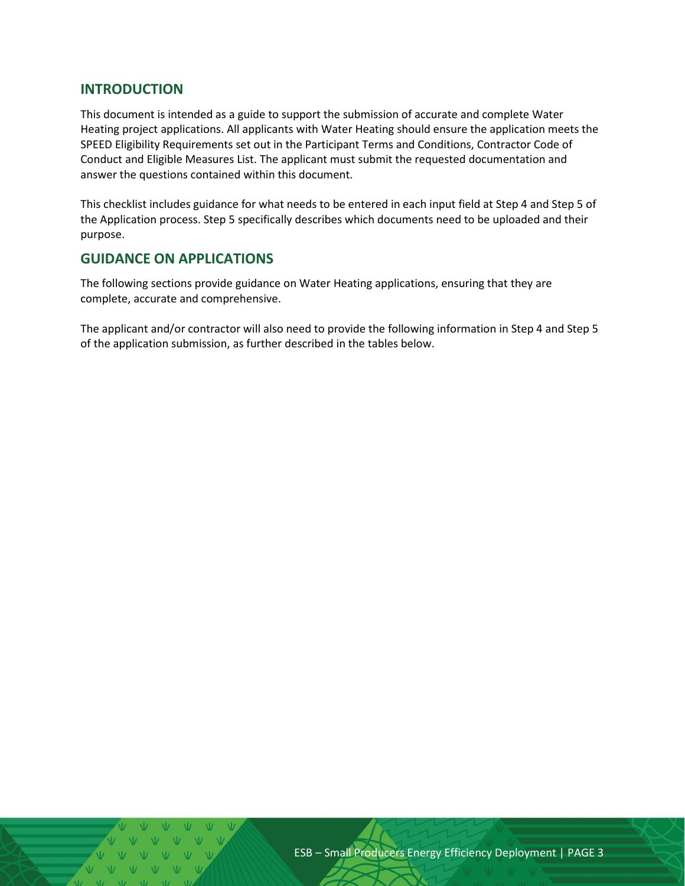## INTRODUCTION

This document is intended as a guide to support the submission of accurate and complete Water Heating project applications. All applicants with Water Heating should ensure the application meets the SPEED Eligibility Requirements set out in the Participant Terms and Conditions, Contractor Code of Conduct and Eligible Measures List. The applicant must submit the requested documentation and answer the questions contained within this document.

This checklist includes guidance for what needs to be entered in each input field at Step 4 and Step 5 of the Application process. Step 5 specifically describes which documents need to be uploaded and their purpose.

## GUIDANCE ON APPLICATIONS

The following sections provide guidance on Water Heating applications, ensuring that they are complete, accurate and comprehensive.

The applicant and/or contractor will also need to provide the following information in Step 4 and Step 5 of the application submission, as further described in the tables below.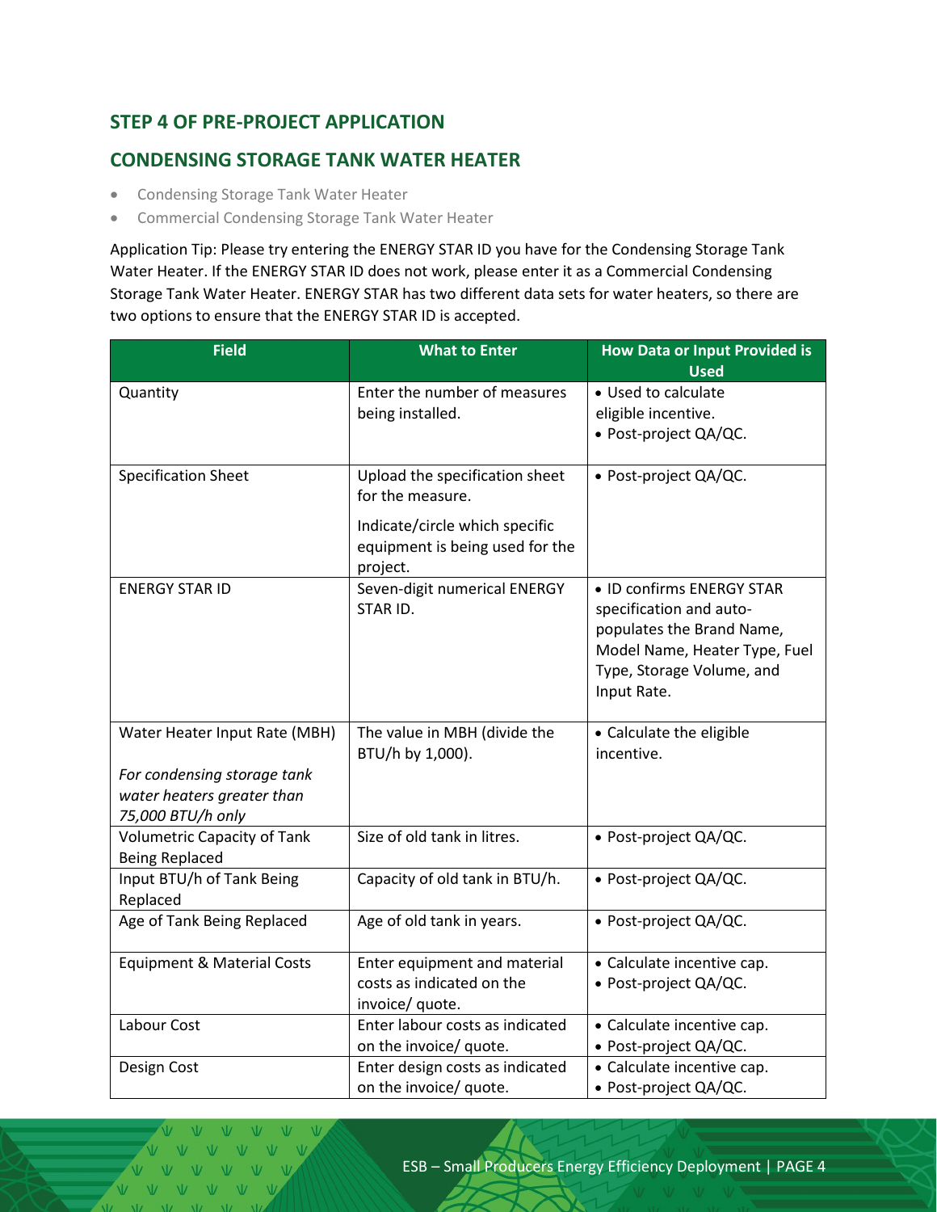## STEP 4 OF PRE-PROJECT APPLICATION

## CONDENSING STORAGE TANK WATER HEATER

- Condensing Storage Tank Water Heater
- Commercial Condensing Storage Tank Water Heater

Application Tip: Please try entering the ENERGY STAR ID you have for the Condensing Storage Tank Water Heater. If the ENERGY STAR ID does not work, please enter it as a Commercial Condensing Storage Tank Water Heater. ENERGY STAR has two different data sets for water heaters, so there are two options to ensure that the ENERGY STAR ID is accepted.

| Field | What to Enter | How Data or Input Provided is Used |
|---|---|---|
| Quantity | Enter the number of measures being installed. | • Used to calculate eligible incentive.<br>• Post-project QA/QC. |
| Specification Sheet | Upload the specification sheet for the measure.<br><br>Indicate/circle which specific equipment is being used for the project. | • Post-project QA/QC. |
| ENERGY STAR ID | Seven-digit numerical ENERGY STAR ID. | • ID confirms ENERGY STAR specification and auto-populates the Brand Name, Model Name, Heater Type, Fuel Type, Storage Volume, and Input Rate. |
| Water Heater Input Rate (MBH)<br><br>*For condensing storage tank water heaters greater than 75,000 BTU/h only* | The value in MBH (divide the BTU/h by 1,000). | • Calculate the eligible incentive. |
| Volumetric Capacity of Tank Being Replaced | Size of old tank in litres. | • Post-project QA/QC. |
| Input BTU/h of Tank Being Replaced | Capacity of old tank in BTU/h. | • Post-project QA/QC. |
| Age of Tank Being Replaced | Age of old tank in years. | • Post-project QA/QC. |
| Equipment & Material Costs | Enter equipment and material costs as indicated on the invoice/ quote. | • Calculate incentive cap.<br>• Post-project QA/QC. |
| Labour Cost | Enter labour costs as indicated on the invoice/ quote. | • Calculate incentive cap.<br>• Post-project QA/QC. |
| Design Cost | Enter design costs as indicated on the invoice/ quote. | • Calculate incentive cap.<br>• Post-project QA/QC. |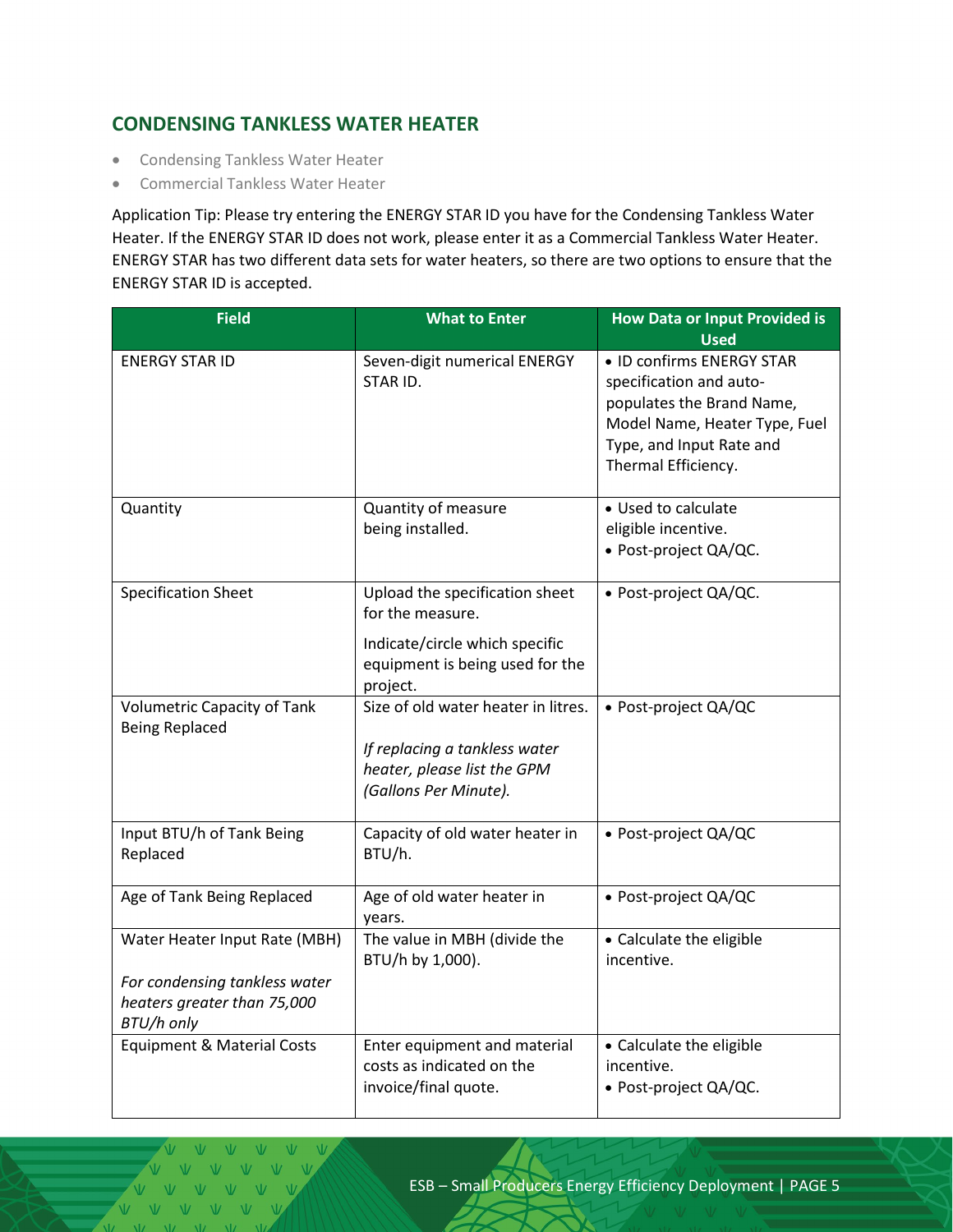## CONDENSING TANKLESS WATER HEATER

- Condensing Tankless Water Heater
- Commercial Tankless Water Heater

Application Tip: Please try entering the ENERGY STAR ID you have for the Condensing Tankless Water Heater. If the ENERGY STAR ID does not work, please enter it as a Commercial Tankless Water Heater. ENERGY STAR has two different data sets for water heaters, so there are two options to ensure that the ENERGY STAR ID is accepted.

| Field | What to Enter | How Data or Input Provided is Used |
|---|---|---|
| ENERGY STAR ID | Seven-digit numerical ENERGY STAR ID. | • ID confirms ENERGY STAR specification and auto-populates the Brand Name, Model Name, Heater Type, Fuel Type, and Input Rate and Thermal Efficiency. |
| Quantity | Quantity of measure being installed. | • Used to calculate eligible incentive.<br>• Post-project QA/QC. |
| Specification Sheet | Upload the specification sheet for the measure.<br><br>Indicate/circle which specific equipment is being used for the project. | • Post-project QA/QC. |
| Volumetric Capacity of Tank Being Replaced | Size of old water heater in litres.<br><br>*If replacing a tankless water heater, please list the GPM (Gallons Per Minute).* | • Post-project QA/QC |
| Input BTU/h of Tank Being Replaced | Capacity of old water heater in BTU/h. | • Post-project QA/QC |
| Age of Tank Being Replaced | Age of old water heater in years. | • Post-project QA/QC |
| Water Heater Input Rate (MBH)<br><br>*For condensing tankless water heaters greater than 75,000 BTU/h only* | The value in MBH (divide the BTU/h by 1,000). | • Calculate the eligible incentive. |
| Equipment & Material Costs | Enter equipment and material costs as indicated on the invoice/final quote. | • Calculate the eligible incentive.<br>• Post-project QA/QC. |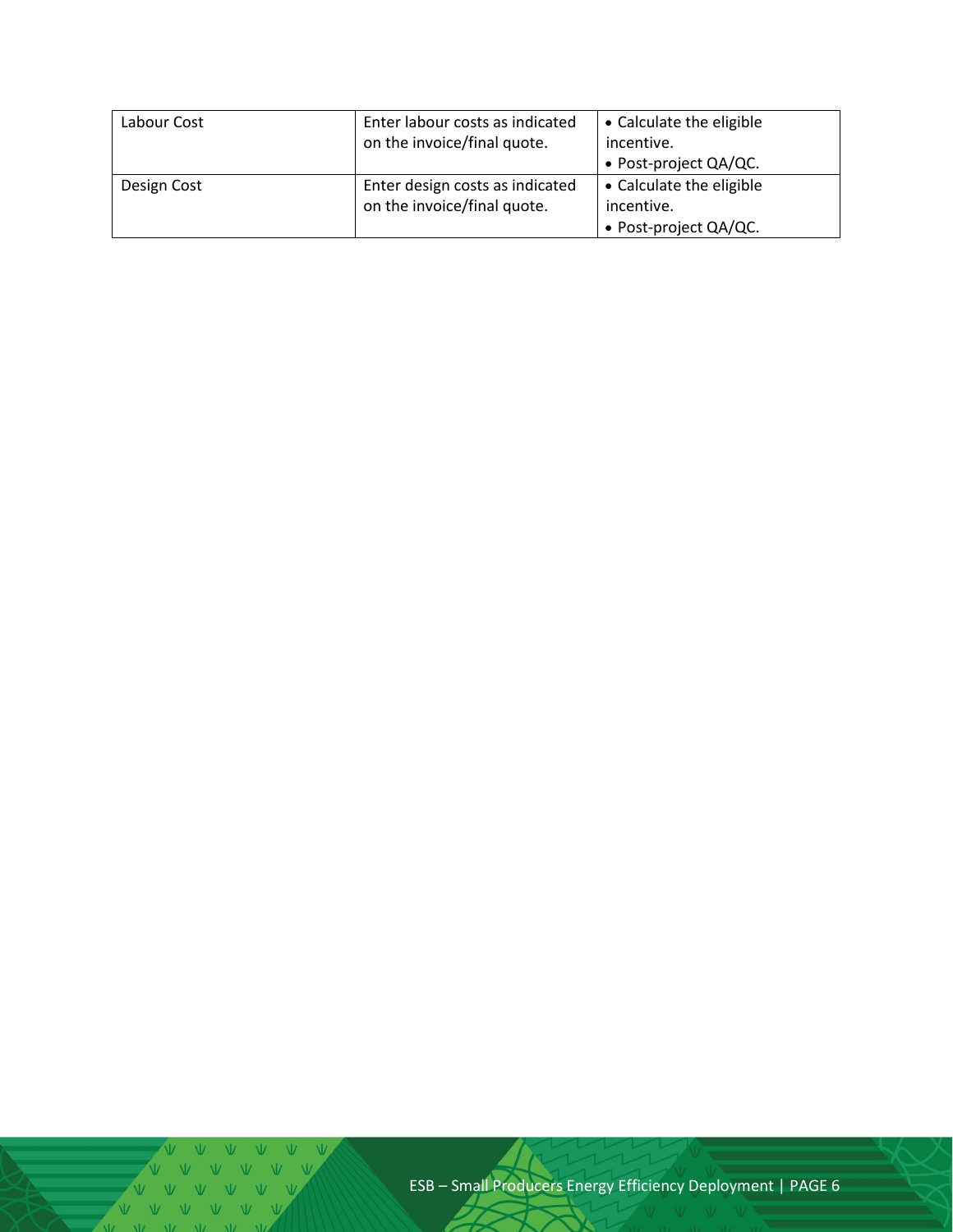| | | |
|---|---|---|
| Labour Cost | Enter labour costs as indicated on the invoice/final quote. | • Calculate the eligible incentive.<br>• Post-project QA/QC. |
| Design Cost | Enter design costs as indicated on the invoice/final quote. | • Calculate the eligible incentive.<br>• Post-project QA/QC. |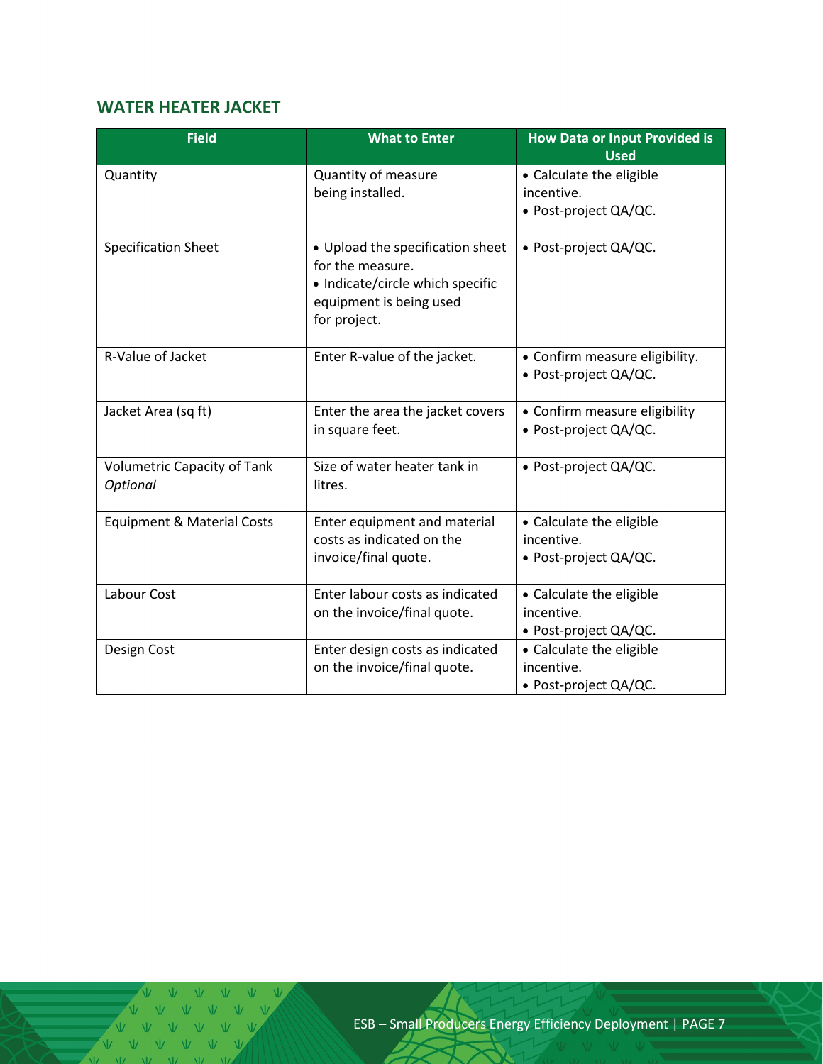## WATER HEATER JACKET

| Field | What to Enter | How Data or Input Provided is Used |
|---|---|---|
| Quantity | Quantity of measure being installed. | • Calculate the eligible incentive.<br>• Post-project QA/QC. |
| Specification Sheet | • Upload the specification sheet for the measure.<br>• Indicate/circle which specific equipment is being used for project. | • Post-project QA/QC. |
| R-Value of Jacket | Enter R-value of the jacket. | • Confirm measure eligibility.<br>• Post-project QA/QC. |
| Jacket Area (sq ft) | Enter the area the jacket covers in square feet. | • Confirm measure eligibility<br>• Post-project QA/QC. |
| Volumetric Capacity of Tank *Optional* | Size of water heater tank in litres. | • Post-project QA/QC. |
| Equipment & Material Costs | Enter equipment and material costs as indicated on the invoice/final quote. | • Calculate the eligible incentive.<br>• Post-project QA/QC. |
| Labour Cost | Enter labour costs as indicated on the invoice/final quote. | • Calculate the eligible incentive.<br>• Post-project QA/QC. |
| Design Cost | Enter design costs as indicated on the invoice/final quote. | • Calculate the eligible incentive.<br>• Post-project QA/QC. |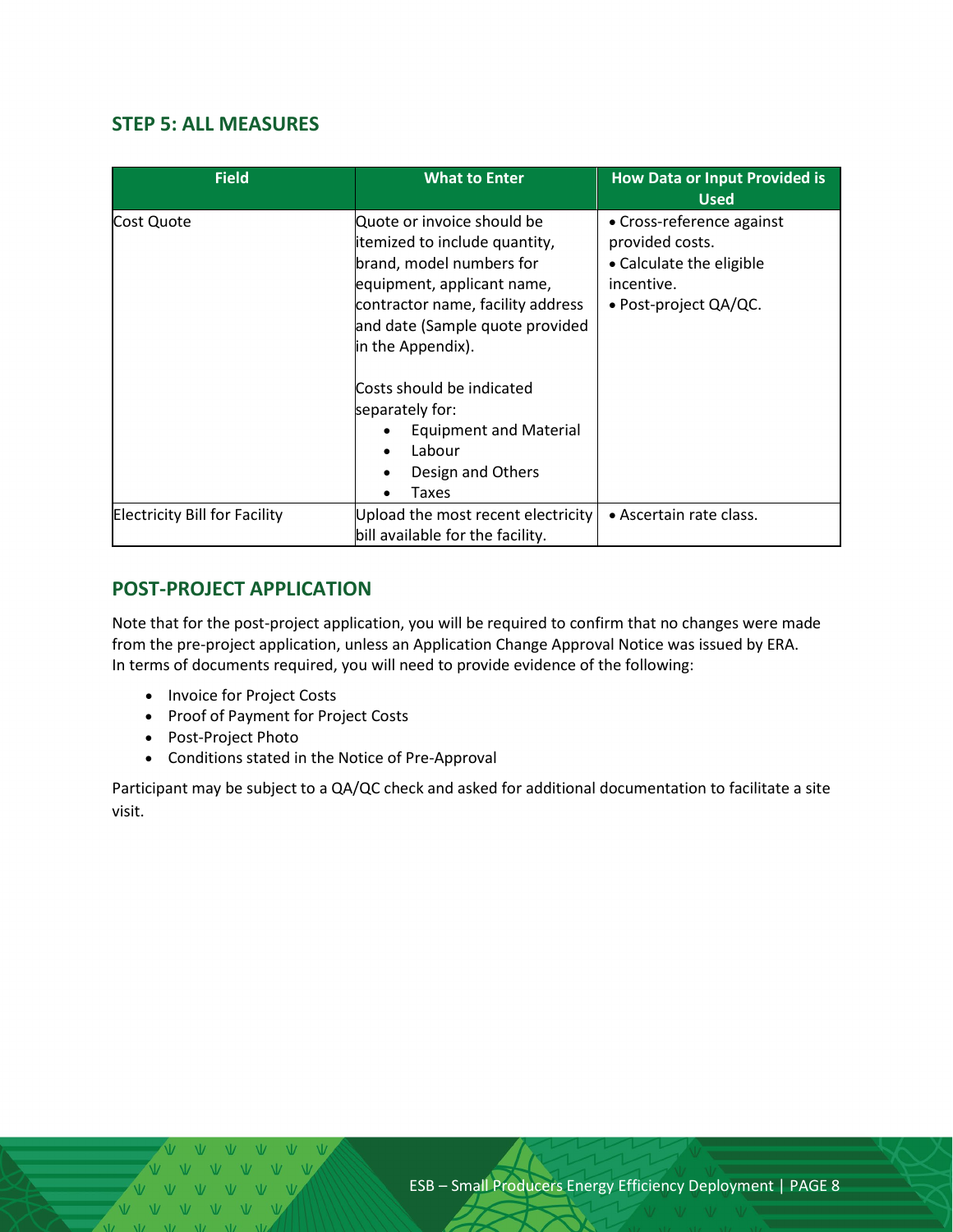## STEP 5: ALL MEASURES

| Field | What to Enter | How Data or Input Provided is Used |
|---|---|---|
| Cost Quote | Quote or invoice should be itemized to include quantity, brand, model numbers for equipment, applicant name, contractor name, facility address and date (Sample quote provided in the Appendix).<br><br>Costs should be indicated separately for:<br>• Equipment and Material<br>• Labour<br>• Design and Others<br>• Taxes | • Cross-reference against provided costs.<br>• Calculate the eligible incentive.<br>• Post-project QA/QC. |
| Electricity Bill for Facility | Upload the most recent electricity bill available for the facility. | • Ascertain rate class. |

## POST-PROJECT APPLICATION

Note that for the post-project application, you will be required to confirm that no changes were made from the pre-project application, unless an Application Change Approval Notice was issued by ERA. In terms of documents required, you will need to provide evidence of the following:

- Invoice for Project Costs
- Proof of Payment for Project Costs
- Post-Project Photo
- Conditions stated in the Notice of Pre-Approval

Participant may be subject to a QA/QC check and asked for additional documentation to facilitate a site visit.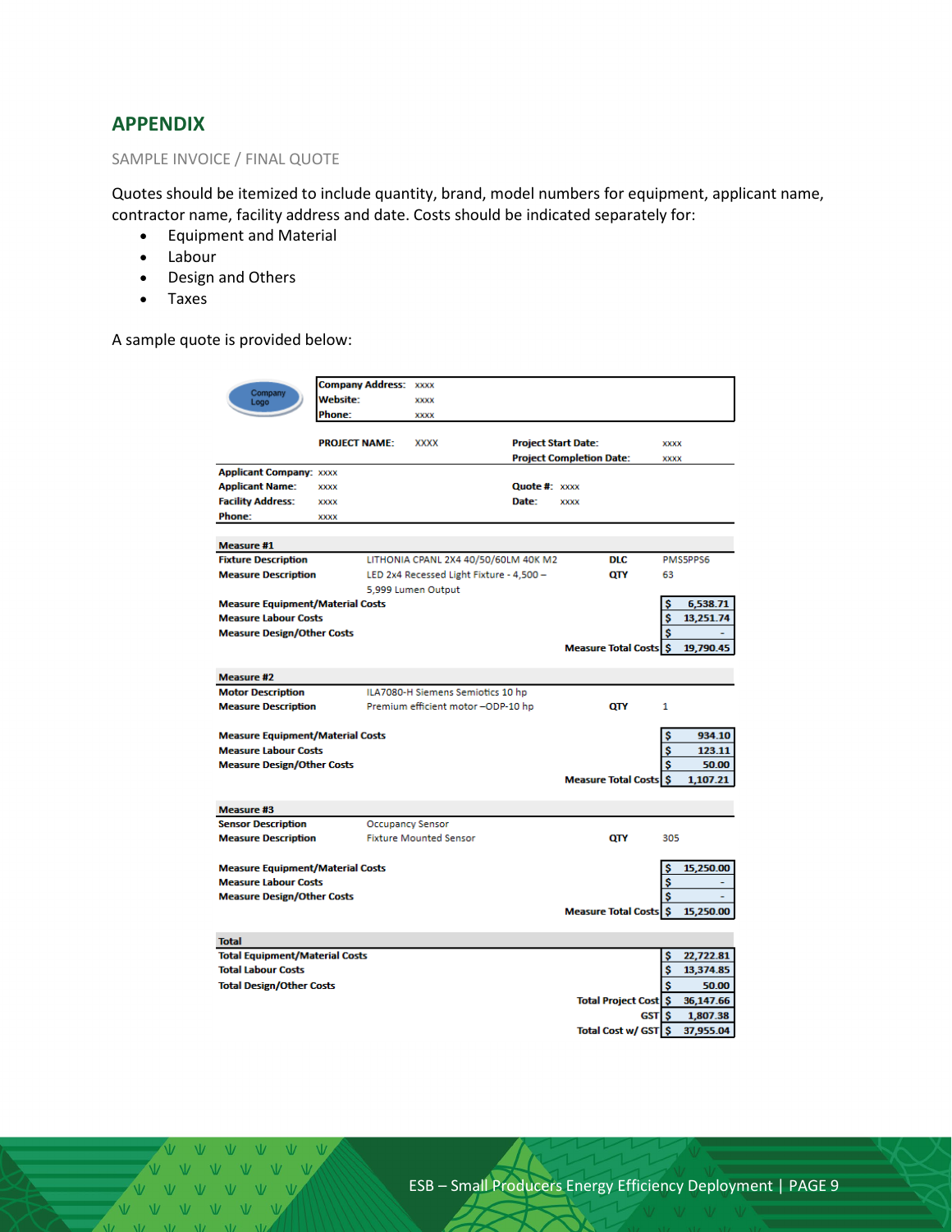## APPENDIX

SAMPLE INVOICE / FINAL QUOTE

Quotes should be itemized to include quantity, brand, model numbers for equipment, applicant name, contractor name, facility address and date. Costs should be indicated separately for:

- Equipment and Material
- Labour
- Design and Others
- Taxes

A sample quote is provided below:

Company Logo

**Company Address:** xxxx
**Website:** xxxx
**Phone:** xxxx

**PROJECT NAME:** XXXX

**Project Start Date:** xxxx
**Project Completion Date:** xxxx

**Applicant Company:** xxxx
**Applicant Name:** xxxx
**Facility Address:** xxxx
**Phone:** xxxx

**Quote #:** xxxx
**Date:** xxxx

| | | | | |
|---|---|---|---|---|
| **Measure #1** | | | | |
| **Fixture Description** | LITHONIA CPANL 2X4 40/50/60LM 40K M2 | **DLC** | PMS5PPS6 | |
| **Measure Description** | LED 2x4 Recessed Light Fixture - 4,500 – 5,999 Lumen Output | **QTY** | 63 | |
| **Measure Equipment/Material Costs** | | | | $ 6,538.71 |
| **Measure Labour Costs** | | | | $ 13,251.74 |
| **Measure Design/Other Costs** | | | | $ - |
| | | | **Measure Total Costs** | $ 19,790.45 |
| **Measure #2** | | | | |
| **Motor Description** | ILA7080-H Siemens Semiotics 10 hp | | | |
| **Measure Description** | Premium efficient motor –ODP-10 hp | **QTY** | 1 | |
| **Measure Equipment/Material Costs** | | | | $ 934.10 |
| **Measure Labour Costs** | | | | $ 123.11 |
| **Measure Design/Other Costs** | | | | $ 50.00 |
| | | | **Measure Total Costs** | $ 1,107.21 |
| **Measure #3** | | | | |
| **Sensor Description** | Occupancy Sensor | | | |
| **Measure Description** | Fixture Mounted Sensor | **QTY** | 305 | |
| **Measure Equipment/Material Costs** | | | | $ 15,250.00 |
| **Measure Labour Costs** | | | | $ - |
| **Measure Design/Other Costs** | | | | $ - |
| | | | **Measure Total Costs** | $ 15,250.00 |
| **Total** | | | | |
| **Total Equipment/Material Costs** | | | | $ 22,722.81 |
| **Total Labour Costs** | | | | $ 13,374.85 |
| **Total Design/Other Costs** | | | | $ 50.00 |
| | | | **Total Project Cost** | $ 36,147.66 |
| | | | **GST** | $ 1,807.38 |
| | | | **Total Cost w/ GST** | $ 37,955.04 |